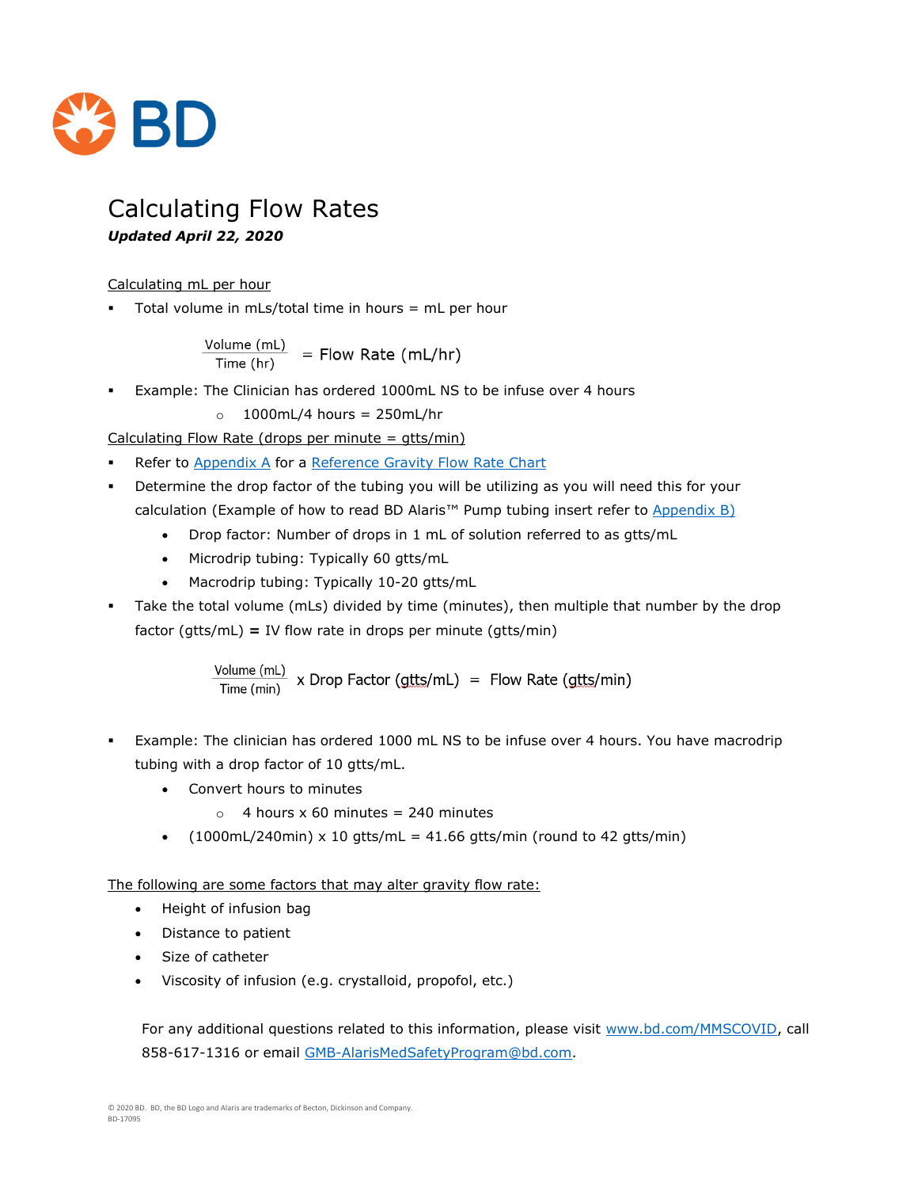# Calculating Flow Rates

***Updated April 22, 2020***

Calculating mL per hour

- Total volume in mLs/total time in hours = mL per hour

$$\frac{\text{Volume (mL)}}{\text{Time (hr)}} = \text{Flow Rate (mL/hr)}$$

- Example: The Clinician has ordered 1000mL NS to be infuse over 4 hours
  - 1000mL/4 hours = 250mL/hr

Calculating Flow Rate (drops per minute = gtts/min)

- Refer to Appendix A for a Reference Gravity Flow Rate Chart
- Determine the drop factor of the tubing you will be utilizing as you will need this for your calculation (Example of how to read BD Alaris™ Pump tubing insert refer to Appendix B)
  - Drop factor: Number of drops in 1 mL of solution referred to as gtts/mL
  - Microdrip tubing: Typically 60 gtts/mL
  - Macrodrip tubing: Typically 10-20 gtts/mL
- Take the total volume (mLs) divided by time (minutes), then multiple that number by the drop factor (gtts/mL) **=** IV flow rate in drops per minute (gtts/min)

$$\frac{\text{Volume (mL)}}{\text{Time (min)}} \times \text{Drop Factor (gtts/mL)} = \text{Flow Rate (gtts/min)}$$

- Example: The clinician has ordered 1000 mL NS to be infuse over 4 hours. You have macrodrip tubing with a drop factor of 10 gtts/mL.
  - Convert hours to minutes
    - 4 hours x 60 minutes = 240 minutes
  - (1000mL/240min) x 10 gtts/mL = 41.66 gtts/min (round to 42 gtts/min)

The following are some factors that may alter gravity flow rate:

- Height of infusion bag
- Distance to patient
- Size of catheter
- Viscosity of infusion (e.g. crystalloid, propofol, etc.)

For any additional questions related to this information, please visit www.bd.com/MMSCOVID, call 858-617-1316 or email GMB-AlarisMedSafetyProgram@bd.com.

© 2020 BD. BD, the BD Logo and Alaris are trademarks of Becton, Dickinson and Company.
BD-17095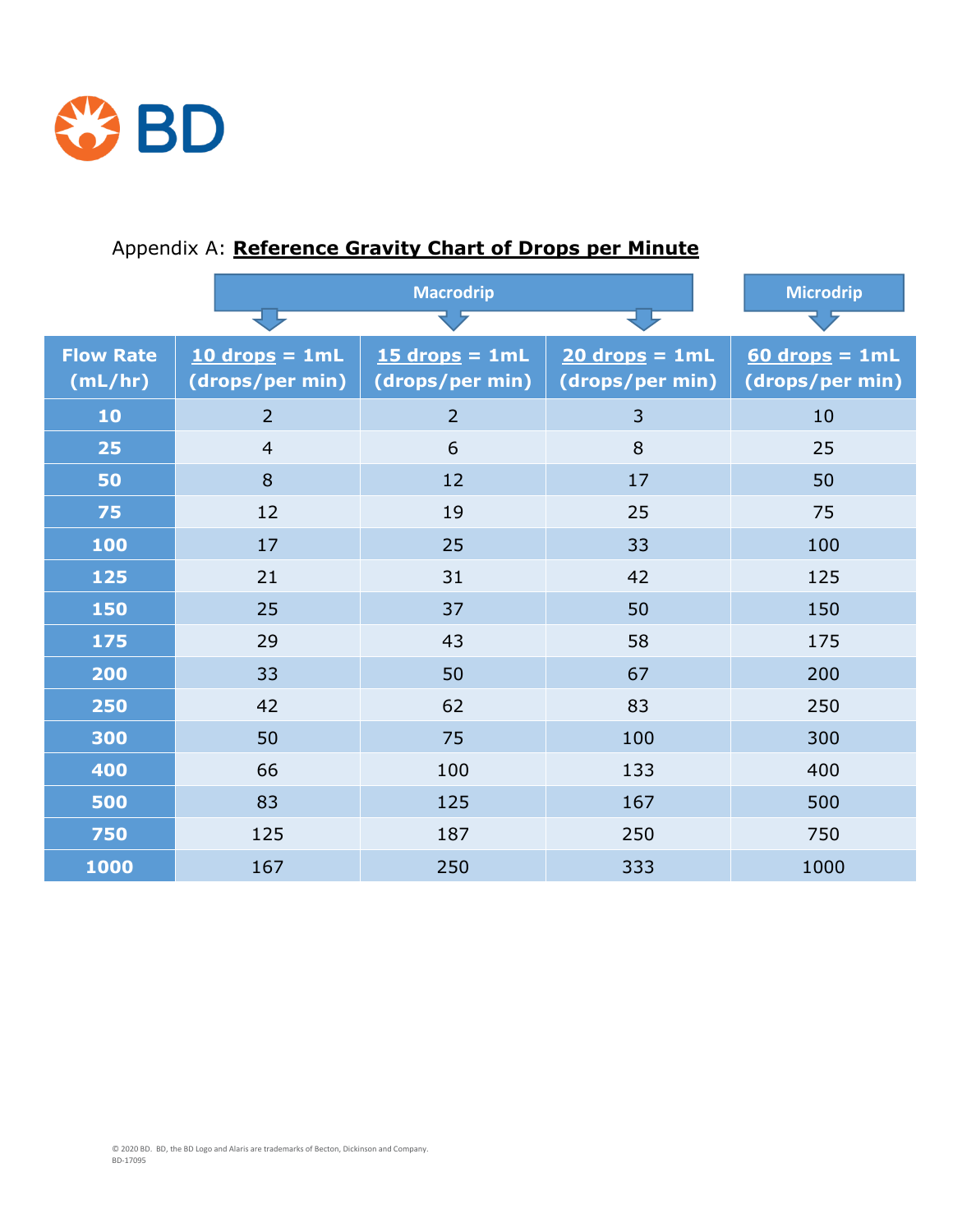## Appendix A: **Reference Gravity Chart of Drops per Minute**

| | Macrodrip | | | Microdrip |
|---|---|---|---|---|
| **Flow Rate (mL/hr)** | **10 drops = 1mL (drops/per min)** | **15 drops = 1mL (drops/per min)** | **20 drops = 1mL (drops/per min)** | **60 drops = 1mL (drops/per min)** |
| **10** | 2 | 2 | 3 | 10 |
| **25** | 4 | 6 | 8 | 25 |
| **50** | 8 | 12 | 17 | 50 |
| **75** | 12 | 19 | 25 | 75 |
| **100** | 17 | 25 | 33 | 100 |
| **125** | 21 | 31 | 42 | 125 |
| **150** | 25 | 37 | 50 | 150 |
| **175** | 29 | 43 | 58 | 175 |
| **200** | 33 | 50 | 67 | 200 |
| **250** | 42 | 62 | 83 | 250 |
| **300** | 50 | 75 | 100 | 300 |
| **400** | 66 | 100 | 133 | 400 |
| **500** | 83 | 125 | 167 | 500 |
| **750** | 125 | 187 | 250 | 750 |
| **1000** | 167 | 250 | 333 | 1000 |

© 2020 BD. BD, the BD Logo and Alaris are trademarks of Becton, Dickinson and Company.
BD-17095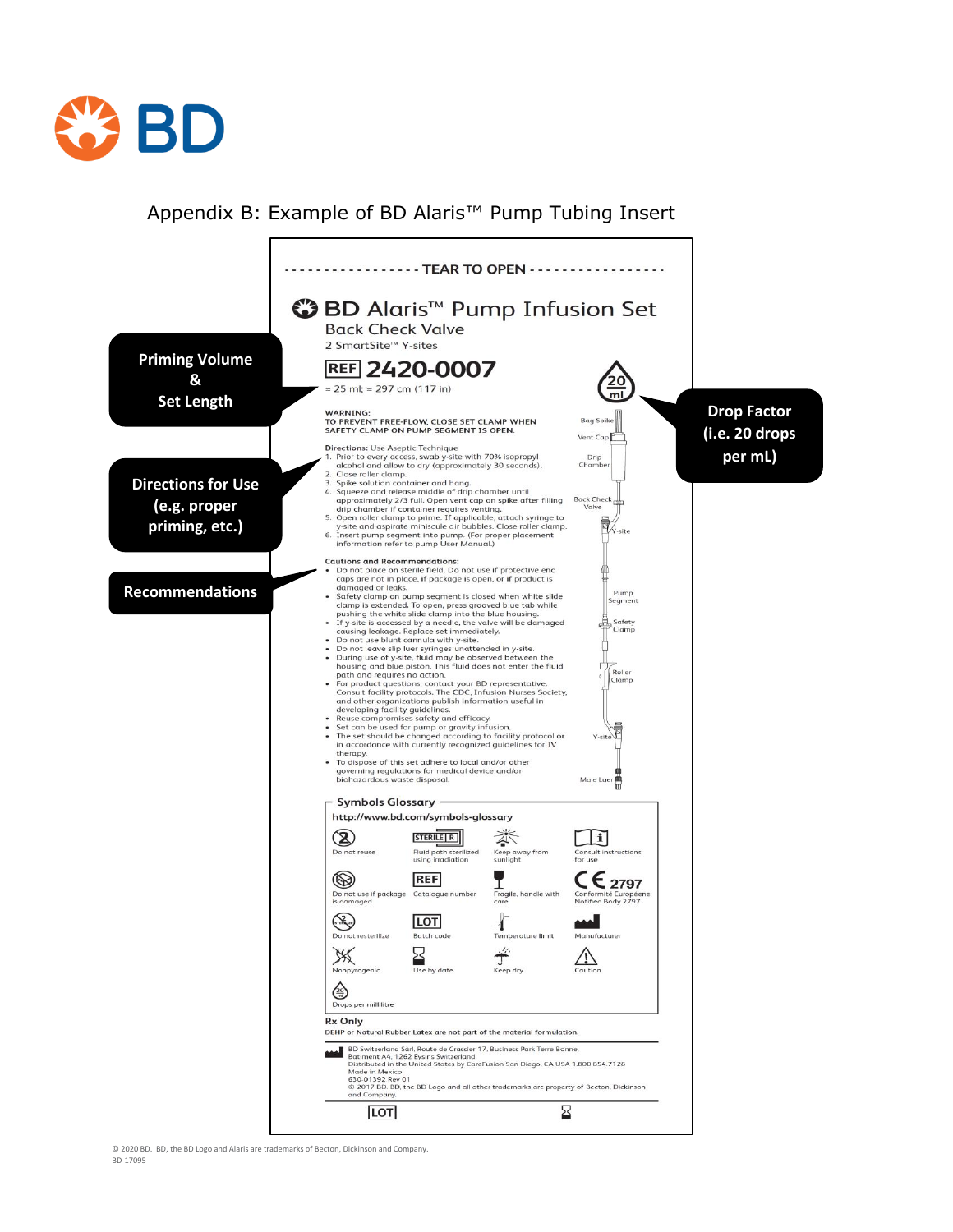BD

Appendix B: Example of BD Alaris™ Pump Tubing Insert

TEAR TO OPEN

# BD Alaris™ Pump Infusion Set

Back Check Valve

2 SmartSite™ Y-sites

**REF 2420-0007**

≈ 25 ml; ≈ 297 cm (117 in)

**Priming Volume & Set Length**

**Drop Factor (i.e. 20 drops per mL)**

20 ml

WARNING:
TO PREVENT FREE-FLOW, CLOSE SET CLAMP WHEN SAFETY CLAMP ON PUMP SEGMENT IS OPEN.

**Directions for Use (e.g. proper priming, etc.)**

Directions: Use Aseptic Technique

1. Prior to every access, swab y-site with 70% isopropyl alcohol and allow to dry (approximately 30 seconds).
2. Close roller clamp.
3. Spike solution container and hang.
4. Squeeze and release middle of drip chamber until approximately 2/3 full. Open vent cap on spike after filling drip chamber if container requires venting.
5. Open roller clamp to prime. If applicable, attach syringe to y-site and aspirate miniscule air bubbles. Close roller clamp.
6. Insert pump segment into pump. (For proper placement information refer to pump User Manual.)

**Recommendations**

Cautions and Recommendations:

- Do not place on sterile field. Do not use if protective end caps are not in place, if package is open, or if product is damaged or leaks.
- Safety clamp on pump segment is closed when white slide clamp is extended. To open, press grooved blue tab while pushing the white slide clamp into the blue housing.
- If y-site is accessed by a needle, the valve will be damaged causing leakage. Replace set immediately.
- Do not use blunt cannula with y-site.
- Do not leave slip luer syringes unattended in y-site.
- During use of y-site, fluid may be observed between the housing and blue piston. This fluid does not enter the fluid path and requires no action.
- For product questions, contact your BD representative. Consult facility protocols. The CDC, Infusion Nurses Society, and other organizations publish information useful in developing facility guidelines.
- Reuse compromises safety and efficacy.
- Set can be used for pump or gravity infusion.
- The set should be changed according to facility protocol or in accordance with currently recognized guidelines for IV therapy.
- To dispose of this set adhere to local and/or other governing regulations for medical device and/or biohazardous waste disposal.

Bag Spike
Vent Cap
Drip Chamber
Back Check Valve
Y-site
Pump Segment
Safety Clamp
Roller Clamp
Y-site
Male Luer

## Symbols Glossary

http://www.bd.com/symbols-glossary

| | | | |
|---|---|---|---|
| Do not reuse | STERILE R Fluid path sterilized using irradiation | Keep away from sunlight | Consult instructions for use |
| Do not use if package is damaged | REF Catalogue number | Fragile, handle with care | CE 2797 Conformité Européene Notified Body 2797 |
| Do not resterilize | LOT Batch code | Temperature limit | Manufacturer |
| Nonpyrogenic | Use by date | Keep dry | Caution |
| Drops per millilitre | | | |

**Rx Only**

**DEHP or Natural Rubber Latex are not part of the material formulation.**

BD Switzerland Sàrl, Route de Crassier 17, Business Park Terre-Bonne, Batiment A4, 1262 Eysins Switzerland
Distributed in the United States by CareFusion San Diego, CA USA 1.800.854.7128
Made in Mexico
630.01392 Rev 01
© 2017 BD. BD, the BD Logo and all other trademarks are property of Becton, Dickinson and Company.

LOT

© 2020 BD. BD, the BD Logo and Alaris are trademarks of Becton, Dickinson and Company.
BD-17095